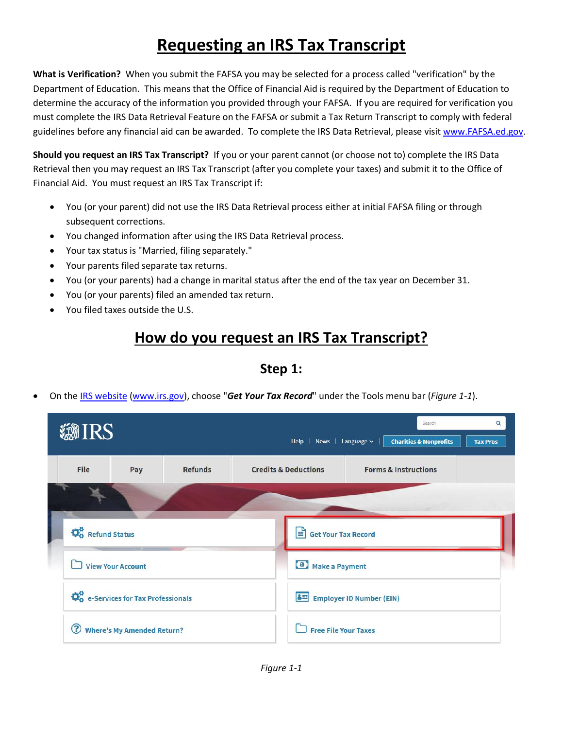# Requesting an IRS Tax Transcript

**What is Verification?** When you submit the FAFSA you may be selected for a process called "verification" by the Department of Education. This means that the Office of Financial Aid is required by the Department of Education to determine the accuracy of the information you provided through your FAFSA. If you are required for verification you must complete the IRS Data Retrieval Feature on the FAFSA or submit a Tax Return Transcript to comply with federal guidelines before any financial aid can be awarded. To complete the IRS Data Retrieval, please visit www.FAFSA.ed.gov.

**Should you request an IRS Tax Transcript?** If you or your parent cannot (or choose not to) complete the IRS Data Retrieval then you may request an IRS Tax Transcript (after you complete your taxes) and submit it to the Office of Financial Aid. You must request an IRS Tax Transcript if:

- You (or your parent) did not use the IRS Data Retrieval process either at initial FAFSA filing or through subsequent corrections.
- You changed information after using the IRS Data Retrieval process.
- Your tax status is "Married, filing separately."
- Your parents filed separate tax returns.
- You (or your parents) had a change in marital status after the end of the tax year on December 31.
- You (or your parents) filed an amended tax return.
- You filed taxes outside the U.S.

## How do you request an IRS Tax Transcript?

### Step 1:

- On the IRS website (www.irs.gov), choose "***Get Your Tax Record***" under the Tools menu bar (*Figure 1-1*).

*Figure 1-1*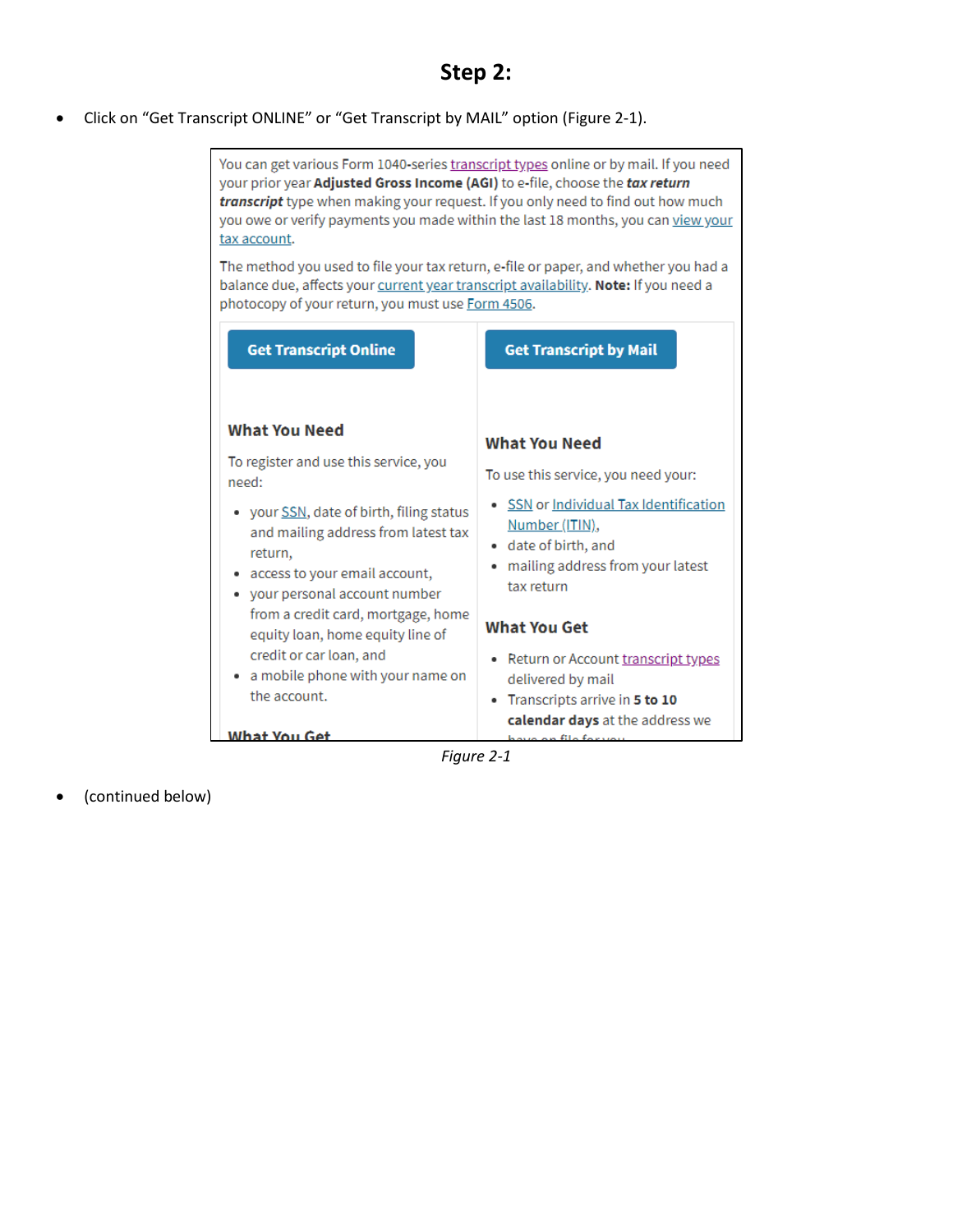## Step 2:

- Click on "Get Transcript ONLINE" or "Get Transcript by MAIL" option (Figure 2-1).

You can get various Form 1040-series transcript types online or by mail. If you need your prior year **Adjusted Gross Income (AGI)** to e-file, choose the ***tax return transcript*** type when making your request. If you only need to find out how much you owe or verify payments you made within the last 18 months, you can view your tax account.

The method you used to file your tax return, e-file or paper, and whether you had a balance due, affects your current year transcript availability. **Note:** If you need a photocopy of your return, you must use Form 4506.

**Get Transcript Online**

**What You Need**

To register and use this service, you need:

- your SSN, date of birth, filing status and mailing address from latest tax return,
- access to your email account,
- your personal account number from a credit card, mortgage, home equity loan, home equity line of credit or car loan, and
- a mobile phone with your name on the account.

**What You Get**

**Get Transcript by Mail**

**What You Need**

To use this service, you need your:

- SSN or Individual Tax Identification Number (ITIN),
- date of birth, and
- mailing address from your latest tax return

**What You Get**

- Return or Account transcript types delivered by mail
- Transcripts arrive in **5 to 10 calendar days** at the address we have on file for you.

*Figure 2-1*

- (continued below)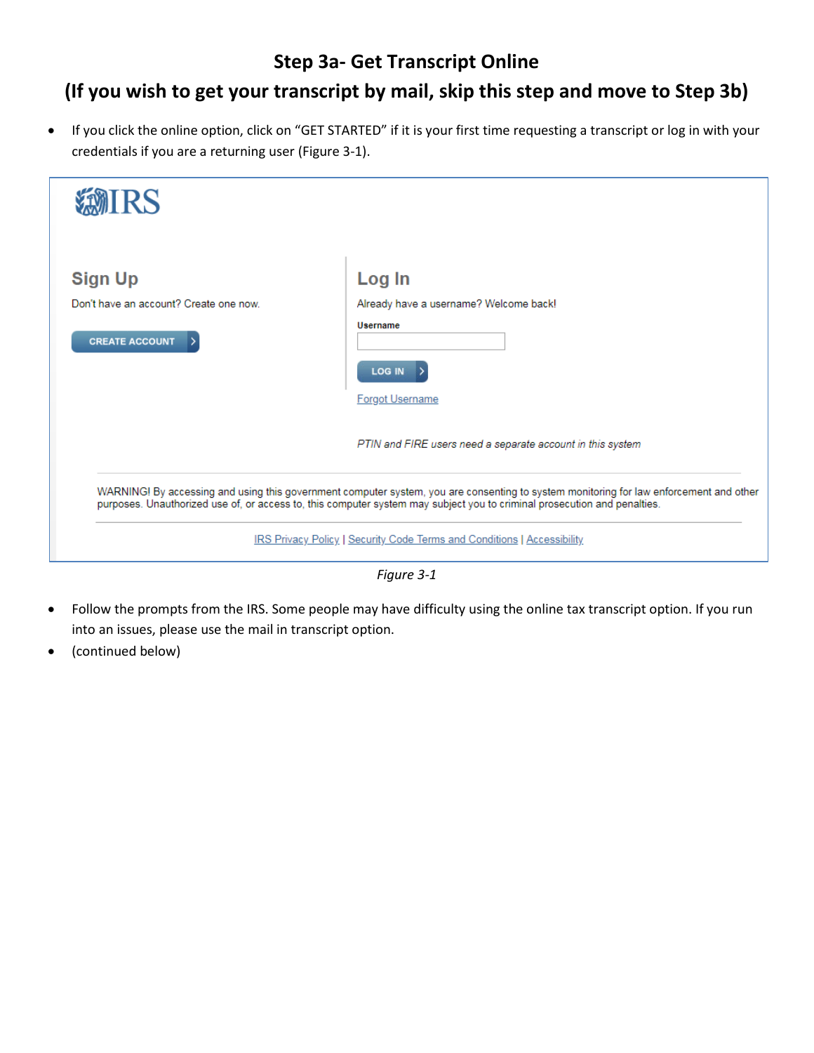## Step 3a- Get Transcript Online

## (If you wish to get your transcript by mail, skip this step and move to Step 3b)

- If you click the online option, click on "GET STARTED" if it is your first time requesting a transcript or log in with your credentials if you are a returning user (Figure 3-1).

IRS

**Sign Up**

Don't have an account? Create one now.

CREATE ACCOUNT

**Log In**

Already have a username? Welcome back!

**Username**

LOG IN

Forgot Username

*PTIN and FIRE users need a separate account in this system*

WARNING! By accessing and using this government computer system, you are consenting to system monitoring for law enforcement and other purposes. Unauthorized use of, or access to, this computer system may subject you to criminal prosecution and penalties.

IRS Privacy Policy | Security Code Terms and Conditions | Accessibility

*Figure 3-1*

- Follow the prompts from the IRS. Some people may have difficulty using the online tax transcript option. If you run into an issues, please use the mail in transcript option.
- (continued below)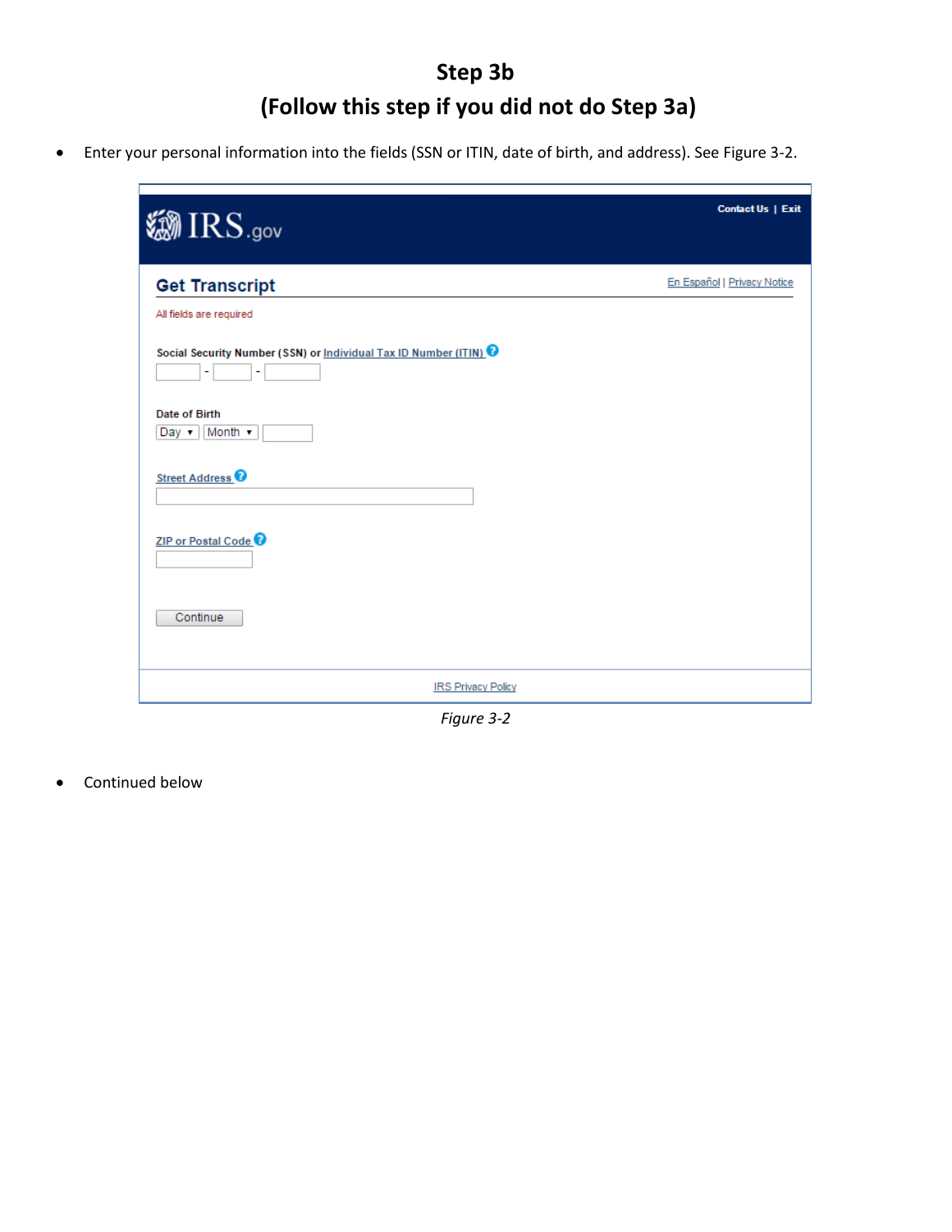# Step 3b
# (Follow this step if you did not do Step 3a)

- Enter your personal information into the fields (SSN or ITIN, date of birth, and address). See Figure 3-2.

IRS.gov

Contact Us | Exit

**Get Transcript**

En Español | Privacy Notice

All fields are required

Social Security Number (SSN) or Individual Tax ID Number (ITIN)

Date of Birth

Day Month

Street Address

ZIP or Postal Code

Continue

IRS Privacy Policy

*Figure 3-2*

- Continued below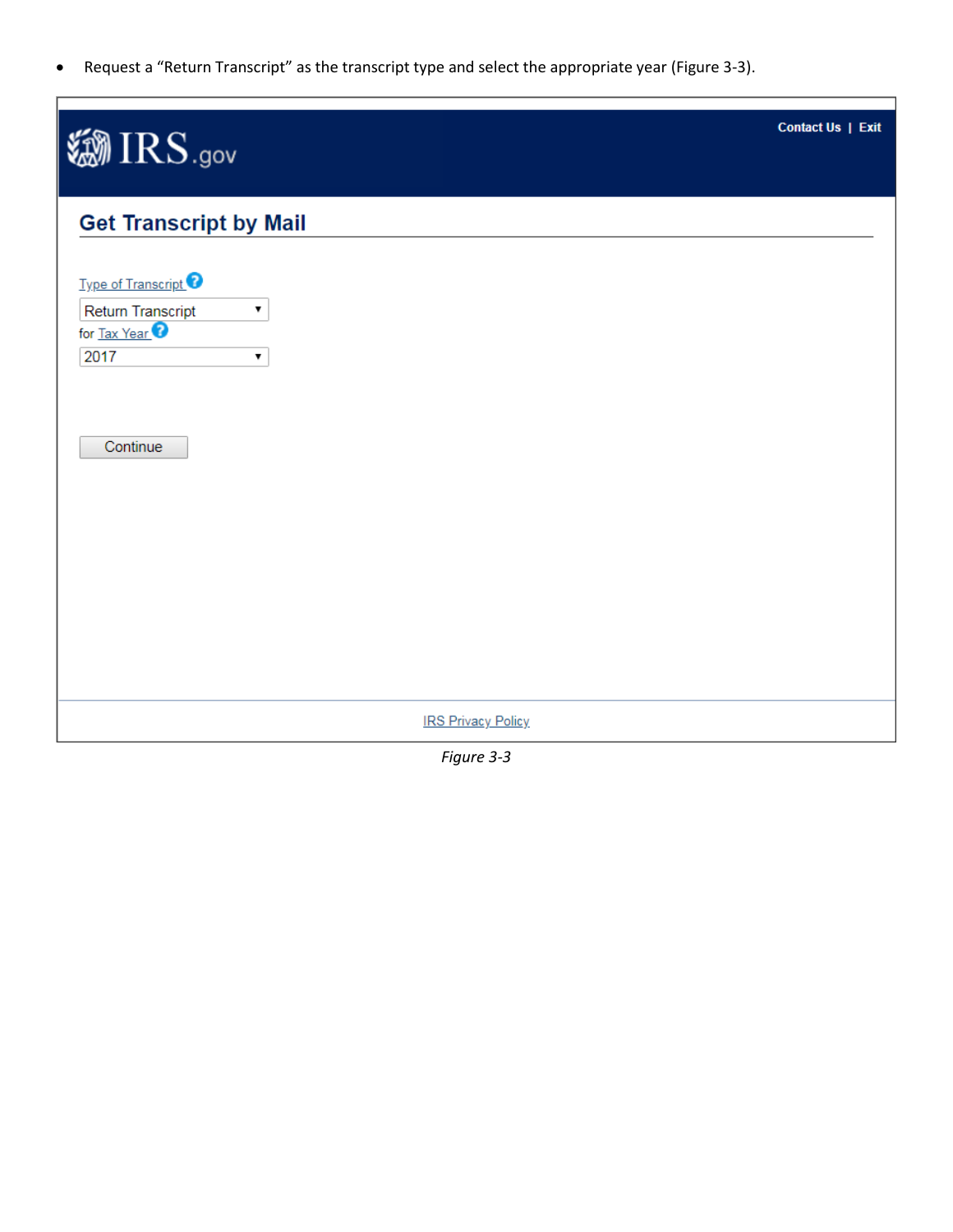- Request a "Return Transcript" as the transcript type and select the appropriate year (Figure 3-3).

Contact Us | Exit

IRS.gov

## Get Transcript by Mail

Type of Transcript

Return Transcript

for Tax Year

2017

Continue

IRS Privacy Policy

*Figure 3-3*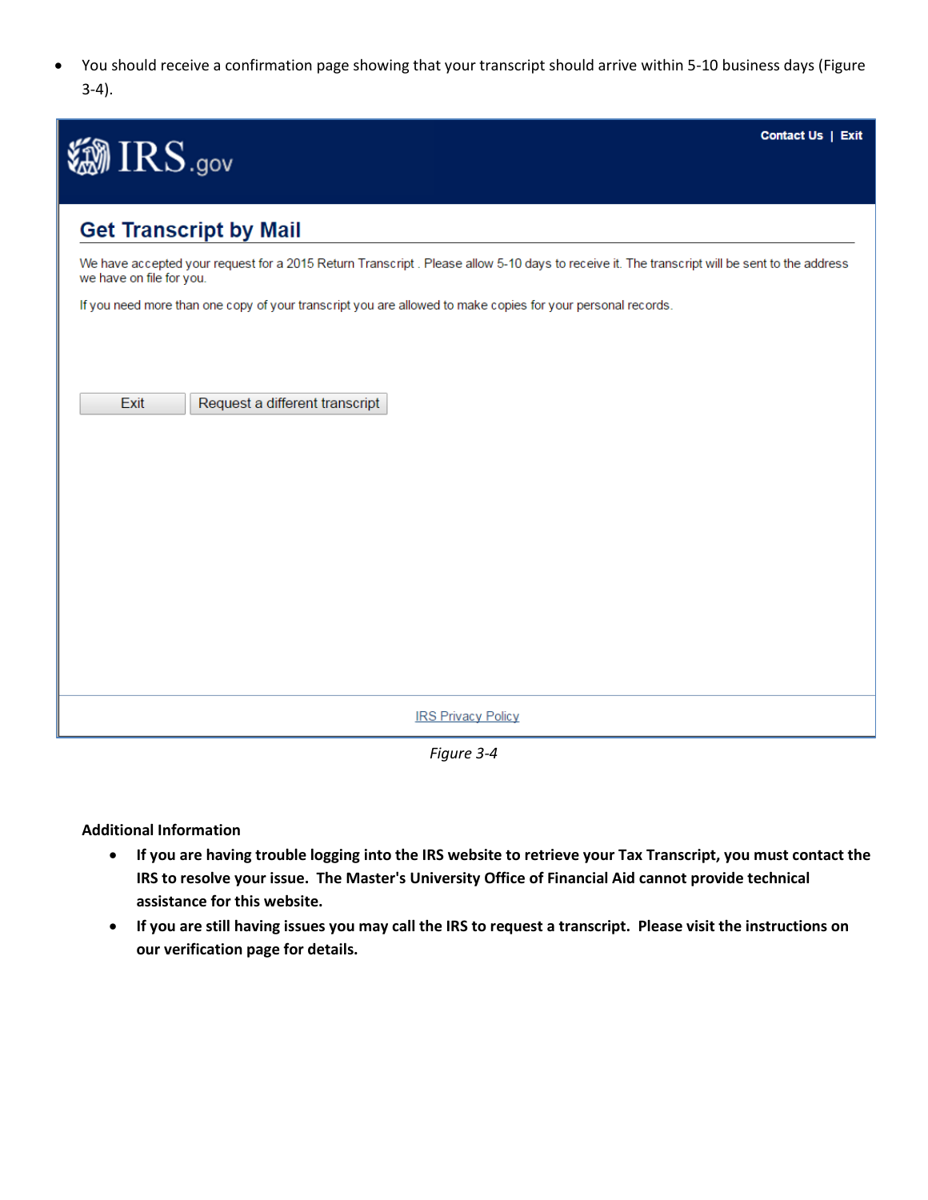- You should receive a confirmation page showing that your transcript should arrive within 5-10 business days (Figure 3-4).

IRS.gov

Contact Us | Exit

## Get Transcript by Mail

We have accepted your request for a 2015 Return Transcript . Please allow 5-10 days to receive it. The transcript will be sent to the address we have on file for you.

If you need more than one copy of your transcript you are allowed to make copies for your personal records.

Exit | Request a different transcript

IRS Privacy Policy

*Figure 3-4*

**Additional Information**

- **If you are having trouble logging into the IRS website to retrieve your Tax Transcript, you must contact the IRS to resolve your issue. The Master's University Office of Financial Aid cannot provide technical assistance for this website.**
- **If you are still having issues you may call the IRS to request a transcript. Please visit the instructions on our verification page for details.**